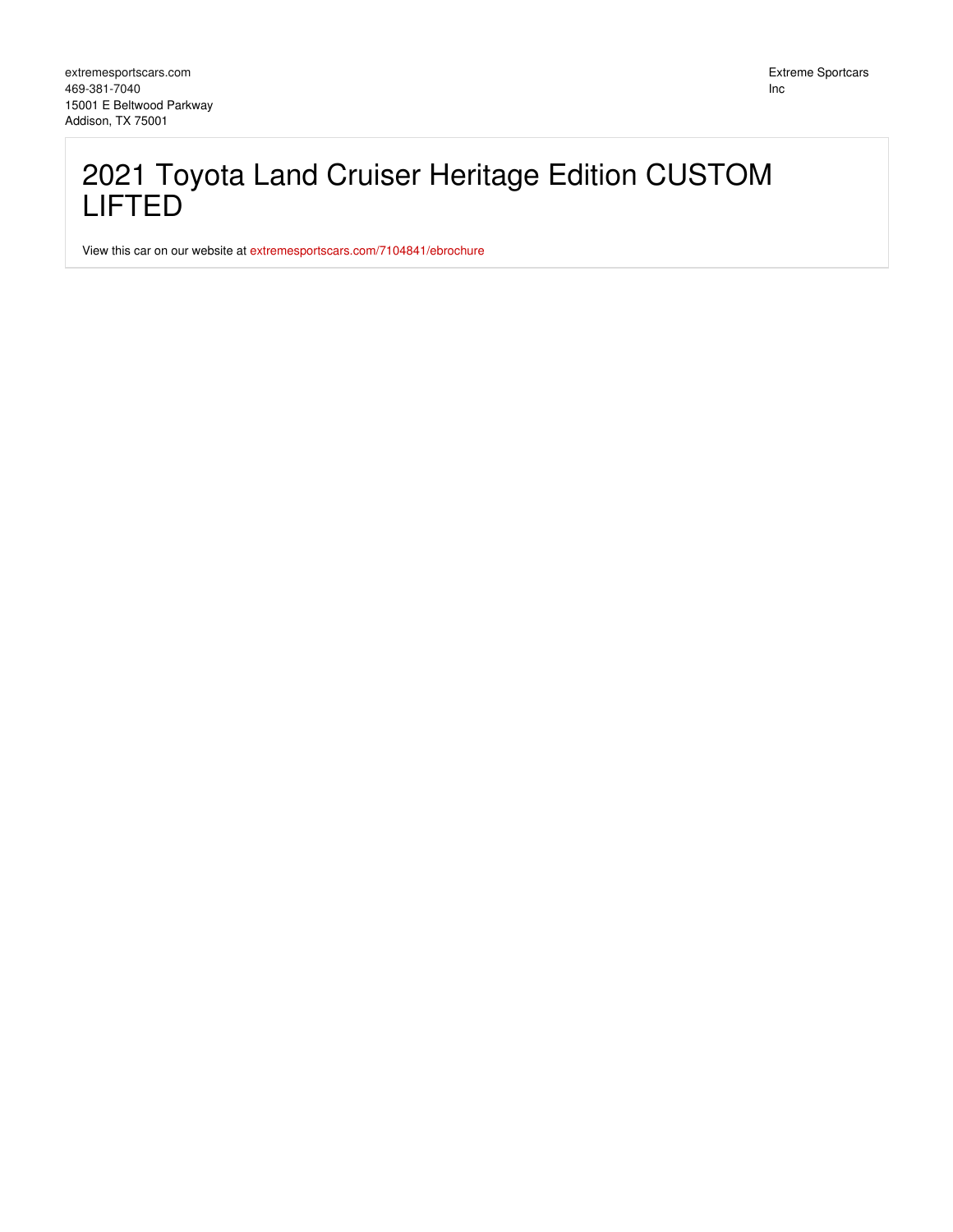extremesportscars.com
469-381-7040
15001 E Beltwood Parkway
Addison, TX 75001

Extreme Sportcars Inc

# 2021 Toyota Land Cruiser Heritage Edition CUSTOM LIFTED

View this car on our website at extremesportscars.com/7104841/ebrochure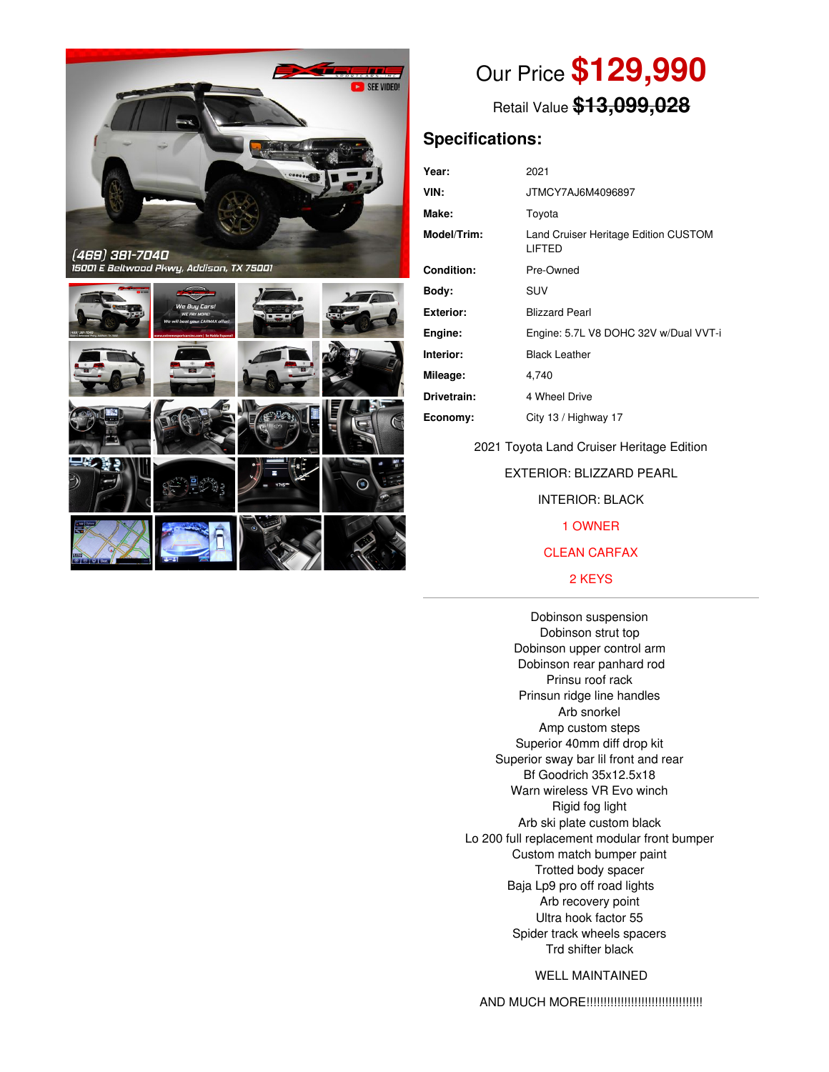Our Price **$129,990**

Retail Value ~~**$13,099,028**~~

## Specifications:

| | |
|---|---|
| **Year:** | 2021 |
| **VIN:** | JTMCY7AJ6M4096897 |
| **Make:** | Toyota |
| **Model/Trim:** | Land Cruiser Heritage Edition CUSTOM LIFTED |
| **Condition:** | Pre-Owned |
| **Body:** | SUV |
| **Exterior:** | Blizzard Pearl |
| **Engine:** | Engine: 5.7L V8 DOHC 32V w/Dual VVT-i |
| **Interior:** | Black Leather |
| **Mileage:** | 4,740 |
| **Drivetrain:** | 4 Wheel Drive |
| **Economy:** | City 13 / Highway 17 |

2021 Toyota Land Cruiser Heritage Edition

EXTERIOR: BLIZZARD PEARL

INTERIOR: BLACK

1 OWNER

CLEAN CARFAX

2 KEYS

---

Dobinson suspension
Dobinson strut top
Dobinson upper control arm
Dobinson rear panhard rod
Prinsu roof rack
Prinsun ridge line handles
Arb snorkel
Amp custom steps
Superior 40mm diff drop kit
Superior sway bar lil front and rear
Bf Goodrich 35x12.5x18
Warn wireless VR Evo winch
Rigid fog light
Arb ski plate custom black
Lo 200 full replacement modular front bumper
Custom match bumper paint
Trotted body spacer
Baja Lp9 pro off road lights
Arb recovery point
Ultra hook factor 55
Spider track wheels spacers
Trd shifter black

WELL MAINTAINED

AND MUCH MORE!!!!!!!!!!!!!!!!!!!!!!!!!!!!!!!!!!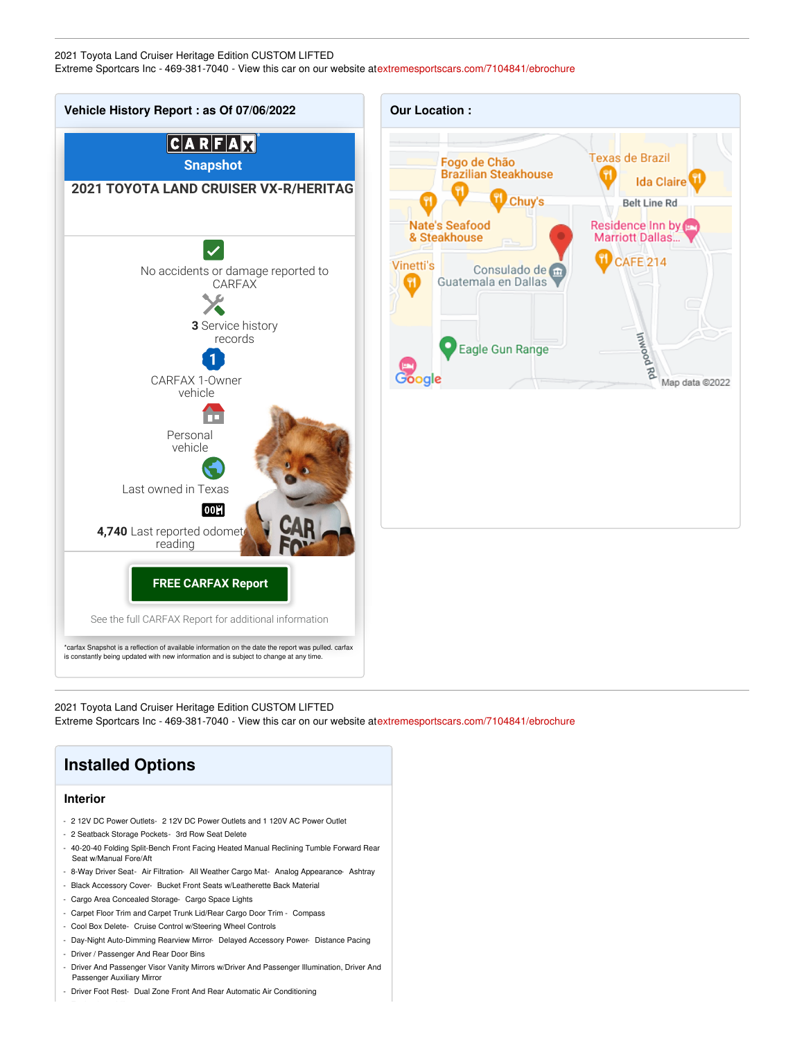2021 Toyota Land Cruiser Heritage Edition CUSTOM LIFTED
Extreme Sportcars Inc - 469-381-7040 - View this car on our website atextremesportscars.com/7104841/ebrochure

## Vehicle History Report : as Of 07/06/2022

CARFAX Snapshot

**2021 TOYOTA LAND CRUISER VX-R/HERITAG**

No accidents or damage reported to CARFAX

**3** Service history records

CARFAX 1-Owner vehicle

Personal vehicle

Last owned in Texas

**4,740** Last reported odometer reading

**FREE CARFAX Report**

See the full CARFAX Report for additional information

*carfax Snapshot is a reflection of available information on the date the report was pulled. carfax is constantly being updated with new information and is subject to change at any time.

## Our Location :

2021 Toyota Land Cruiser Heritage Edition CUSTOM LIFTED
Extreme Sportcars Inc - 469-381-7040 - View this car on our website atextremesportscars.com/7104841/ebrochure

## Installed Options

### Interior

- 2 12V DC Power Outlets- 2 12V DC Power Outlets and 1 120V AC Power Outlet
- 2 Seatback Storage Pockets- 3rd Row Seat Delete
- 40-20-40 Folding Split-Bench Front Facing Heated Manual Reclining Tumble Forward Rear Seat w/Manual Fore/Aft
- 8-Way Driver Seat- Air Filtration- All Weather Cargo Mat- Analog Appearance- Ashtray
- Black Accessory Cover- Bucket Front Seats w/Leatherette Back Material
- Cargo Area Concealed Storage- Cargo Space Lights
- Carpet Floor Trim and Carpet Trunk Lid/Rear Cargo Door Trim - Compass
- Cool Box Delete- Cruise Control w/Steering Wheel Controls
- Day-Night Auto-Dimming Rearview Mirror- Delayed Accessory Power- Distance Pacing
- Driver / Passenger And Rear Door Bins
- Driver And Passenger Visor Vanity Mirrors w/Driver And Passenger Illumination, Driver And Passenger Auxiliary Mirror
- Driver Foot Rest- Dual Zone Front And Rear Automatic Air Conditioning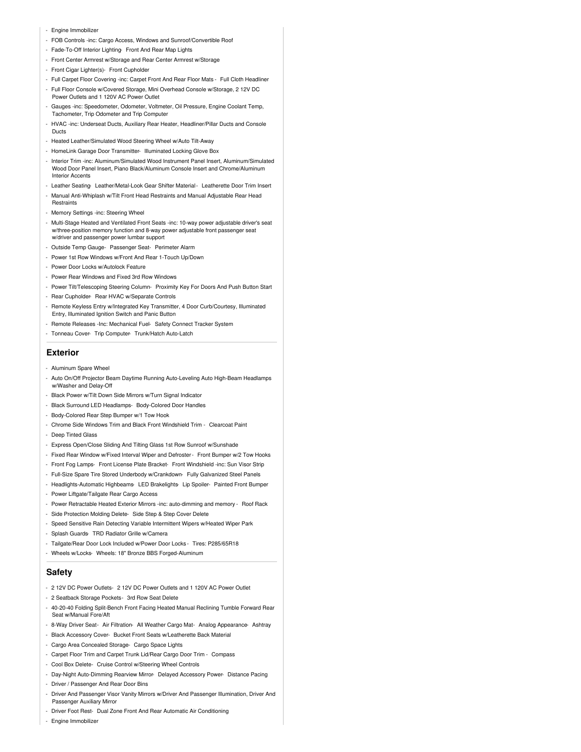- Engine Immobilizer
- FOB Controls -inc: Cargo Access, Windows and Sunroof/Convertible Roof
- Fade-To-Off Interior Lighting- Front And Rear Map Lights
- Front Center Armrest w/Storage and Rear Center Armrest w/Storage
- Front Cigar Lighter(s)- Front Cupholder
- Full Carpet Floor Covering -inc: Carpet Front And Rear Floor Mats - Full Cloth Headliner
- Full Floor Console w/Covered Storage, Mini Overhead Console w/Storage, 2 12V DC Power Outlets and 1 120V AC Power Outlet
- Gauges -inc: Speedometer, Odometer, Voltmeter, Oil Pressure, Engine Coolant Temp, Tachometer, Trip Odometer and Trip Computer
- HVAC -inc: Underseat Ducts, Auxiliary Rear Heater, Headliner/Pillar Ducts and Console Ducts
- Heated Leather/Simulated Wood Steering Wheel w/Auto Tilt-Away
- HomeLink Garage Door Transmitter- Illuminated Locking Glove Box
- Interior Trim -inc: Aluminum/Simulated Wood Instrument Panel Insert, Aluminum/Simulated Wood Door Panel Insert, Piano Black/Aluminum Console Insert and Chrome/Aluminum Interior Accents
- Leather Seating- Leather/Metal-Look Gear Shifter Material - Leatherette Door Trim Insert
- Manual Anti-Whiplash w/Tilt Front Head Restraints and Manual Adjustable Rear Head Restraints
- Memory Settings -inc: Steering Wheel
- Multi-Stage Heated and Ventilated Front Seats -inc: 10-way power adjustable driver's seat w/three-position memory function and 8-way power adjustable front passenger seat w/driver and passenger power lumbar support
- Outside Temp Gauge- Passenger Seat- Perimeter Alarm
- Power 1st Row Windows w/Front And Rear 1-Touch Up/Down
- Power Door Locks w/Autolock Feature
- Power Rear Windows and Fixed 3rd Row Windows
- Power Tilt/Telescoping Steering Column- Proximity Key For Doors And Push Button Start
- Rear Cupholder- Rear HVAC w/Separate Controls
- Remote Keyless Entry w/Integrated Key Transmitter, 4 Door Curb/Courtesy, Illuminated Entry, Illuminated Ignition Switch and Panic Button
- Remote Releases -Inc: Mechanical Fuel- Safety Connect Tracker System
- Tonneau Cover- Trip Computer- Trunk/Hatch Auto-Latch

## Exterior

- Aluminum Spare Wheel
- Auto On/Off Projector Beam Daytime Running Auto-Leveling Auto High-Beam Headlamps w/Washer and Delay-Off
- Black Power w/Tilt Down Side Mirrors w/Turn Signal Indicator
- Black Surround LED Headlamps- Body-Colored Door Handles
- Body-Colored Rear Step Bumper w/1 Tow Hook
- Chrome Side Windows Trim and Black Front Windshield Trim - Clearcoat Paint
- Deep Tinted Glass
- Express Open/Close Sliding And Tilting Glass 1st Row Sunroof w/Sunshade
- Fixed Rear Window w/Fixed Interval Wiper and Defroster - Front Bumper w/2 Tow Hooks
- Front Fog Lamps- Front License Plate Bracket- Front Windshield -inc: Sun Visor Strip
- Full-Size Spare Tire Stored Underbody w/Crankdown- Fully Galvanized Steel Panels
- Headlights-Automatic Highbeams- LED Brakelights- Lip Spoiler- Painted Front Bumper
- Power Liftgate/Tailgate Rear Cargo Access
- Power Retractable Heated Exterior Mirrors -inc: auto-dimming and memory - Roof Rack
- Side Protection Molding Delete- Side Step & Step Cover Delete
- Speed Sensitive Rain Detecting Variable Intermittent Wipers w/Heated Wiper Park
- Splash Guards- TRD Radiator Grille w/Camera
- Tailgate/Rear Door Lock Included w/Power Door Locks - Tires: P285/65R18
- Wheels w/Locks- Wheels: 18" Bronze BBS Forged-Aluminum

## Safety

- 2 12V DC Power Outlets- 2 12V DC Power Outlets and 1 120V AC Power Outlet
- 2 Seatback Storage Pockets- 3rd Row Seat Delete
- 40-20-40 Folding Split-Bench Front Facing Heated Manual Reclining Tumble Forward Rear Seat w/Manual Fore/Aft
- 8-Way Driver Seat- Air Filtration- All Weather Cargo Mat- Analog Appearance- Ashtray
- Black Accessory Cover- Bucket Front Seats w/Leatherette Back Material
- Cargo Area Concealed Storage- Cargo Space Lights
- Carpet Floor Trim and Carpet Trunk Lid/Rear Cargo Door Trim - Compass
- Cool Box Delete- Cruise Control w/Steering Wheel Controls
- Day-Night Auto-Dimming Rearview Mirror- Delayed Accessory Power- Distance Pacing
- Driver / Passenger And Rear Door Bins
- Driver And Passenger Visor Vanity Mirrors w/Driver And Passenger Illumination, Driver And Passenger Auxiliary Mirror
- Driver Foot Rest- Dual Zone Front And Rear Automatic Air Conditioning
- Engine Immobilizer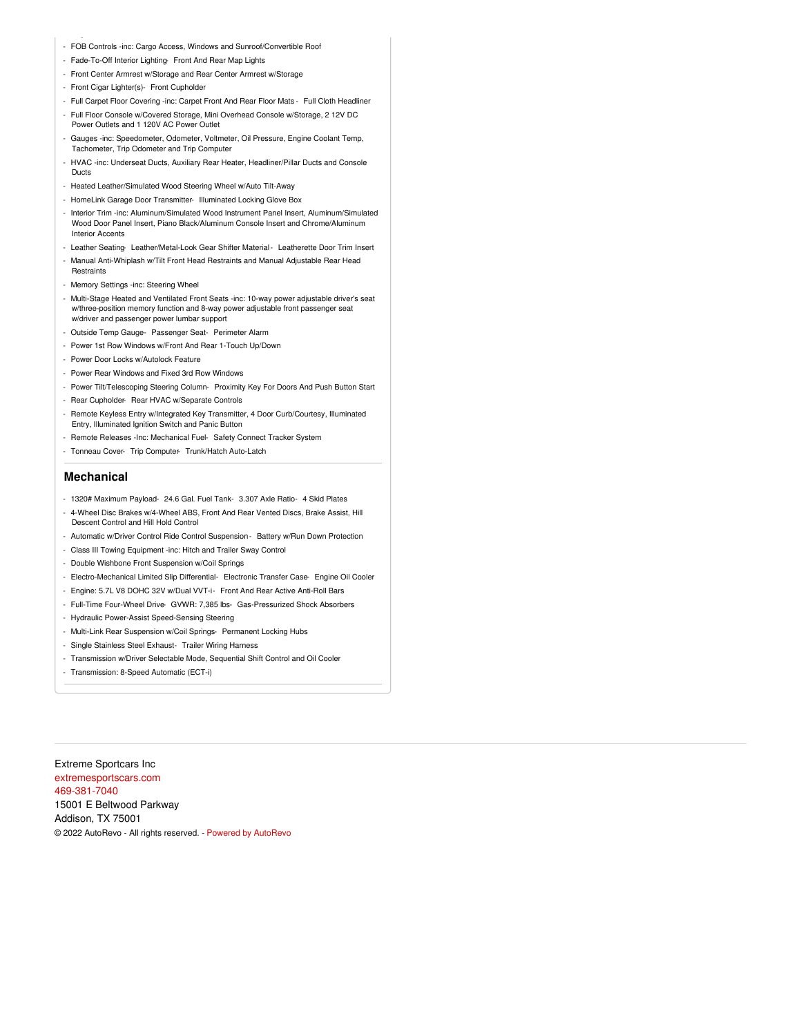- FOB Controls -inc: Cargo Access, Windows and Sunroof/Convertible Roof
- Fade-To-Off Interior Lighting- Front And Rear Map Lights
- Front Center Armrest w/Storage and Rear Center Armrest w/Storage
- Front Cigar Lighter(s)- Front Cupholder
- Full Carpet Floor Covering -inc: Carpet Front And Rear Floor Mats - Full Cloth Headliner
- Full Floor Console w/Covered Storage, Mini Overhead Console w/Storage, 2 12V DC Power Outlets and 1 120V AC Power Outlet
- Gauges -inc: Speedometer, Odometer, Voltmeter, Oil Pressure, Engine Coolant Temp, Tachometer, Trip Odometer and Trip Computer
- HVAC -inc: Underseat Ducts, Auxiliary Rear Heater, Headliner/Pillar Ducts and Console Ducts
- Heated Leather/Simulated Wood Steering Wheel w/Auto Tilt-Away
- HomeLink Garage Door Transmitter- Illuminated Locking Glove Box
- Interior Trim -inc: Aluminum/Simulated Wood Instrument Panel Insert, Aluminum/Simulated Wood Door Panel Insert, Piano Black/Aluminum Console Insert and Chrome/Aluminum Interior Accents
- Leather Seating- Leather/Metal-Look Gear Shifter Material - Leatherette Door Trim Insert
- Manual Anti-Whiplash w/Tilt Front Head Restraints and Manual Adjustable Rear Head Restraints
- Memory Settings -inc: Steering Wheel
- Multi-Stage Heated and Ventilated Front Seats -inc: 10-way power adjustable driver's seat w/three-position memory function and 8-way power adjustable front passenger seat w/driver and passenger power lumbar support
- Outside Temp Gauge- Passenger Seat- Perimeter Alarm
- Power 1st Row Windows w/Front And Rear 1-Touch Up/Down
- Power Door Locks w/Autolock Feature
- Power Rear Windows and Fixed 3rd Row Windows
- Power Tilt/Telescoping Steering Column- Proximity Key For Doors And Push Button Start
- Rear Cupholder- Rear HVAC w/Separate Controls
- Remote Keyless Entry w/Integrated Key Transmitter, 4 Door Curb/Courtesy, Illuminated Entry, Illuminated Ignition Switch and Panic Button
- Remote Releases -Inc: Mechanical Fuel- Safety Connect Tracker System
- Tonneau Cover- Trip Computer- Trunk/Hatch Auto-Latch

## Mechanical

- 1320# Maximum Payload- 24.6 Gal. Fuel Tank- 3.307 Axle Ratio- 4 Skid Plates
- 4-Wheel Disc Brakes w/4-Wheel ABS, Front And Rear Vented Discs, Brake Assist, Hill Descent Control and Hill Hold Control
- Automatic w/Driver Control Ride Control Suspension - Battery w/Run Down Protection
- Class III Towing Equipment -inc: Hitch and Trailer Sway Control
- Double Wishbone Front Suspension w/Coil Springs
- Electro-Mechanical Limited Slip Differential- Electronic Transfer Case- Engine Oil Cooler
- Engine: 5.7L V8 DOHC 32V w/Dual VVT-i- Front And Rear Active Anti-Roll Bars
- Full-Time Four-Wheel Drive- GVWR: 7,385 lbs- Gas-Pressurized Shock Absorbers
- Hydraulic Power-Assist Speed-Sensing Steering
- Multi-Link Rear Suspension w/Coil Springs- Permanent Locking Hubs
- Single Stainless Steel Exhaust- Trailer Wiring Harness
- Transmission w/Driver Selectable Mode, Sequential Shift Control and Oil Cooler
- Transmission: 8-Speed Automatic (ECT-i)

Extreme Sportcars Inc
extremesportscars.com
469-381-7040
15001 E Beltwood Parkway
Addison, TX 75001
© 2022 AutoRevo - All rights reserved. - Powered by AutoRevo